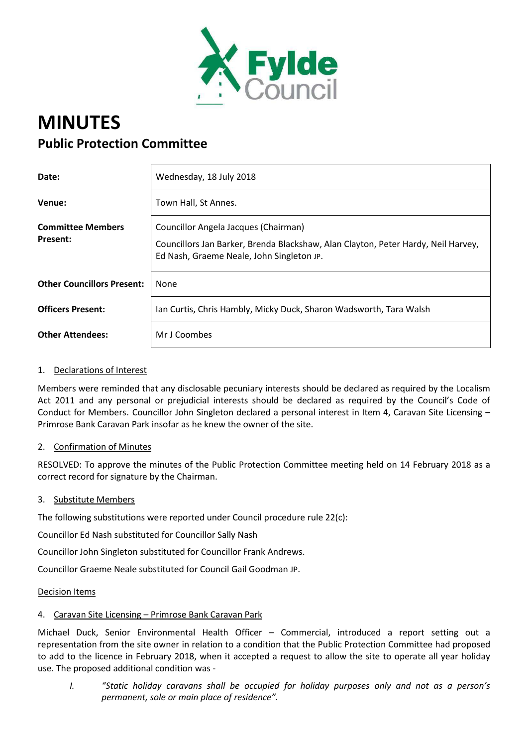Fylde Council

# MINUTES

## Public Protection Committee

| | |
|---|---|
| **Date:** | Wednesday, 18 July 2018 |
| **Venue:** | Town Hall, St Annes. |
| **Committee Members Present:** | Councillor Angela Jacques (Chairman)<br>Councillors Jan Barker, Brenda Blackshaw, Alan Clayton, Peter Hardy, Neil Harvey, Ed Nash, Graeme Neale, John Singleton JP. |
| **Other Councillors Present:** | None |
| **Officers Present:** | Ian Curtis, Chris Hambly, Micky Duck, Sharon Wadsworth, Tara Walsh |
| **Other Attendees:** | Mr J Coombes |

1. Declarations of Interest

Members were reminded that any disclosable pecuniary interests should be declared as required by the Localism Act 2011 and any personal or prejudicial interests should be declared as required by the Council's Code of Conduct for Members. Councillor John Singleton declared a personal interest in Item 4, Caravan Site Licensing – Primrose Bank Caravan Park insofar as he knew the owner of the site.

2. Confirmation of Minutes

RESOLVED: To approve the minutes of the Public Protection Committee meeting held on 14 February 2018 as a correct record for signature by the Chairman.

3. Substitute Members

The following substitutions were reported under Council procedure rule 22(c):

Councillor Ed Nash substituted for Councillor Sally Nash

Councillor John Singleton substituted for Councillor Frank Andrews.

Councillor Graeme Neale substituted for Council Gail Goodman JP.

Decision Items

4. Caravan Site Licensing – Primrose Bank Caravan Park

Michael Duck, Senior Environmental Health Officer – Commercial, introduced a report setting out a representation from the site owner in relation to a condition that the Public Protection Committee had proposed to add to the licence in February 2018, when it accepted a request to allow the site to operate all year holiday use. The proposed additional condition was -

I. *"Static holiday caravans shall be occupied for holiday purposes only and not as a person's permanent, sole or main place of residence".*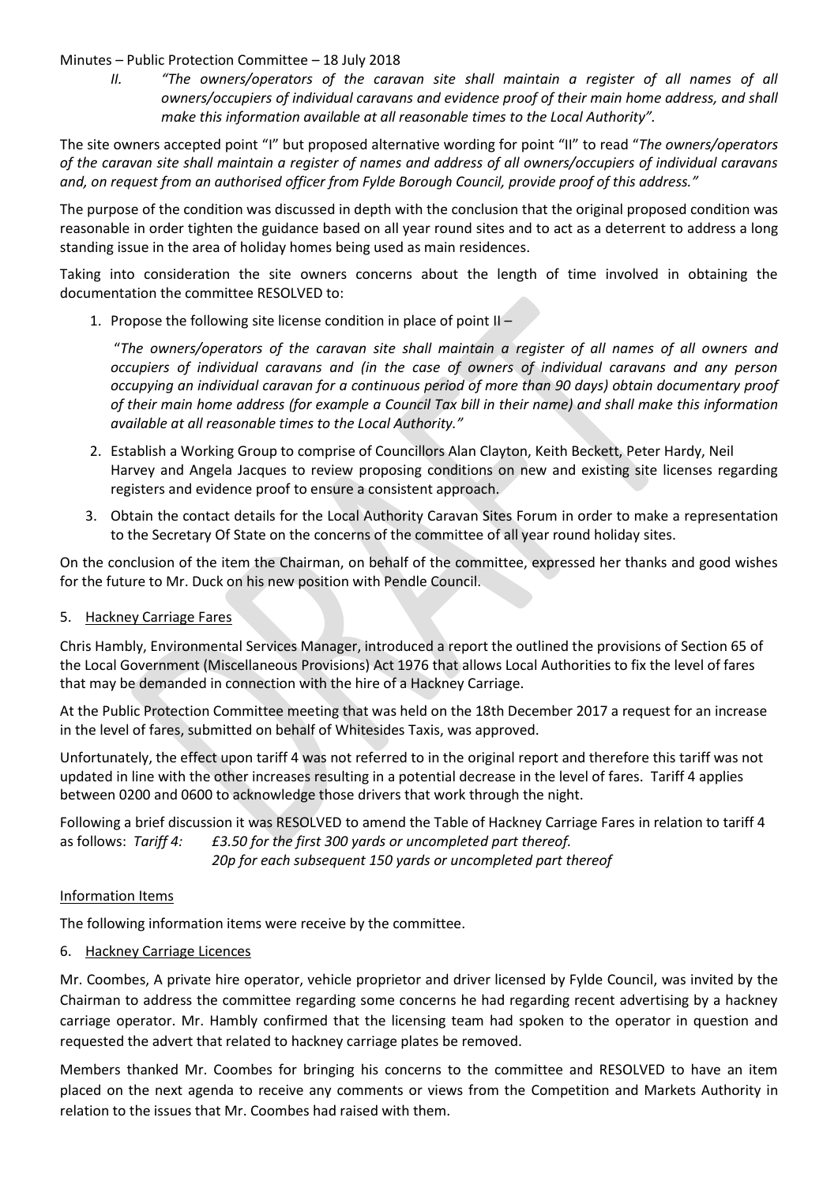*II. "The owners/operators of the caravan site shall maintain a register of all names of all owners/occupiers of individual caravans and evidence proof of their main home address, and shall make this information available at all reasonable times to the Local Authority".*

The site owners accepted point "I" but proposed alternative wording for point "II" to read "*The owners/operators of the caravan site shall maintain a register of names and address of all owners/occupiers of individual caravans and, on request from an authorised officer from Fylde Borough Council, provide proof of this address."*

The purpose of the condition was discussed in depth with the conclusion that the original proposed condition was reasonable in order tighten the guidance based on all year round sites and to act as a deterrent to address a long standing issue in the area of holiday homes being used as main residences.

Taking into consideration the site owners concerns about the length of time involved in obtaining the documentation the committee RESOLVED to:

1. Propose the following site license condition in place of point II –

   "*The owners/operators of the caravan site shall maintain a register of all names of all owners and occupiers of individual caravans and (in the case of owners of individual caravans and any person occupying an individual caravan for a continuous period of more than 90 days) obtain documentary proof of their main home address (for example a Council Tax bill in their name) and shall make this information available at all reasonable times to the Local Authority."*

2. Establish a Working Group to comprise of Councillors Alan Clayton, Keith Beckett, Peter Hardy, Neil Harvey and Angela Jacques to review proposing conditions on new and existing site licenses regarding registers and evidence proof to ensure a consistent approach.

3. Obtain the contact details for the Local Authority Caravan Sites Forum in order to make a representation to the Secretary Of State on the concerns of the committee of all year round holiday sites.

On the conclusion of the item the Chairman, on behalf of the committee, expressed her thanks and good wishes for the future to Mr. Duck on his new position with Pendle Council.

5. Hackney Carriage Fares

Chris Hambly, Environmental Services Manager, introduced a report the outlined the provisions of Section 65 of the Local Government (Miscellaneous Provisions) Act 1976 that allows Local Authorities to fix the level of fares that may be demanded in connection with the hire of a Hackney Carriage.

At the Public Protection Committee meeting that was held on the 18th December 2017 a request for an increase in the level of fares, submitted on behalf of Whitesides Taxis, was approved.

Unfortunately, the effect upon tariff 4 was not referred to in the original report and therefore this tariff was not updated in line with the other increases resulting in a potential decrease in the level of fares. Tariff 4 applies between 0200 and 0600 to acknowledge those drivers that work through the night.

Following a brief discussion it was RESOLVED to amend the Table of Hackney Carriage Fares in relation to tariff 4 as follows: *Tariff 4: £3.50 for the first 300 yards or uncompleted part thereof.*
*20p for each subsequent 150 yards or uncompleted part thereof*

Information Items

The following information items were receive by the committee.

6. Hackney Carriage Licences

Mr. Coombes, A private hire operator, vehicle proprietor and driver licensed by Fylde Council, was invited by the Chairman to address the committee regarding some concerns he had regarding recent advertising by a hackney carriage operator. Mr. Hambly confirmed that the licensing team had spoken to the operator in question and requested the advert that related to hackney carriage plates be removed.

Members thanked Mr. Coombes for bringing his concerns to the committee and RESOLVED to have an item placed on the next agenda to receive any comments or views from the Competition and Markets Authority in relation to the issues that Mr. Coombes had raised with them.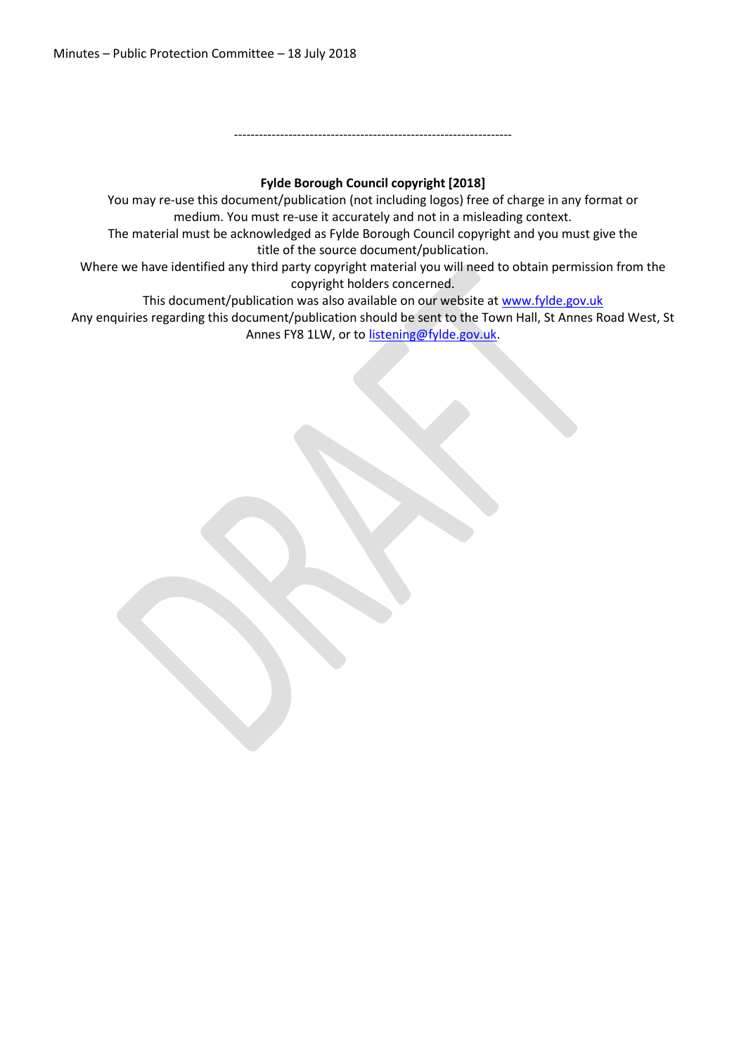-----------------------------------------------------------------

**Fylde Borough Council copyright [2018]**

You may re-use this document/publication (not including logos) free of charge in any format or medium. You must re-use it accurately and not in a misleading context.

The material must be acknowledged as Fylde Borough Council copyright and you must give the title of the source document/publication.

Where we have identified any third party copyright material you will need to obtain permission from the copyright holders concerned.

This document/publication was also available on our website at www.fylde.gov.uk

Any enquiries regarding this document/publication should be sent to the Town Hall, St Annes Road West, St Annes FY8 1LW, or to listening@fylde.gov.uk.